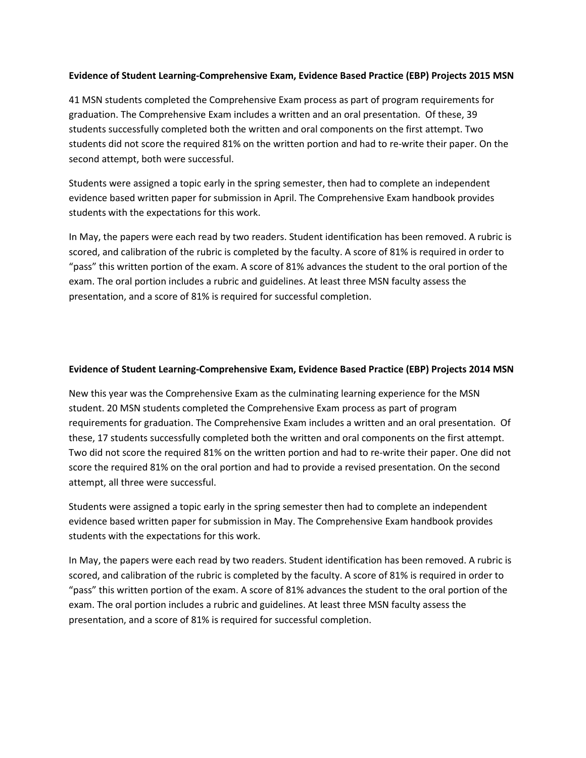**Evidence of Student Learning-Comprehensive Exam, Evidence Based Practice (EBP) Projects 2015 MSN**

41 MSN students completed the Comprehensive Exam process as part of program requirements for graduation. The Comprehensive Exam includes a written and an oral presentation. Of these, 39 students successfully completed both the written and oral components on the first attempt. Two students did not score the required 81% on the written portion and had to re-write their paper. On the second attempt, both were successful.

Students were assigned a topic early in the spring semester, then had to complete an independent evidence based written paper for submission in April. The Comprehensive Exam handbook provides students with the expectations for this work.

In May, the papers were each read by two readers. Student identification has been removed. A rubric is scored, and calibration of the rubric is completed by the faculty. A score of 81% is required in order to "pass" this written portion of the exam. A score of 81% advances the student to the oral portion of the exam. The oral portion includes a rubric and guidelines. At least three MSN faculty assess the presentation, and a score of 81% is required for successful completion.

**Evidence of Student Learning-Comprehensive Exam, Evidence Based Practice (EBP) Projects 2014 MSN**

New this year was the Comprehensive Exam as the culminating learning experience for the MSN student. 20 MSN students completed the Comprehensive Exam process as part of program requirements for graduation. The Comprehensive Exam includes a written and an oral presentation. Of these, 17 students successfully completed both the written and oral components on the first attempt. Two did not score the required 81% on the written portion and had to re-write their paper. One did not score the required 81% on the oral portion and had to provide a revised presentation. On the second attempt, all three were successful.

Students were assigned a topic early in the spring semester then had to complete an independent evidence based written paper for submission in May. The Comprehensive Exam handbook provides students with the expectations for this work.

In May, the papers were each read by two readers. Student identification has been removed. A rubric is scored, and calibration of the rubric is completed by the faculty. A score of 81% is required in order to "pass" this written portion of the exam. A score of 81% advances the student to the oral portion of the exam. The oral portion includes a rubric and guidelines. At least three MSN faculty assess the presentation, and a score of 81% is required for successful completion.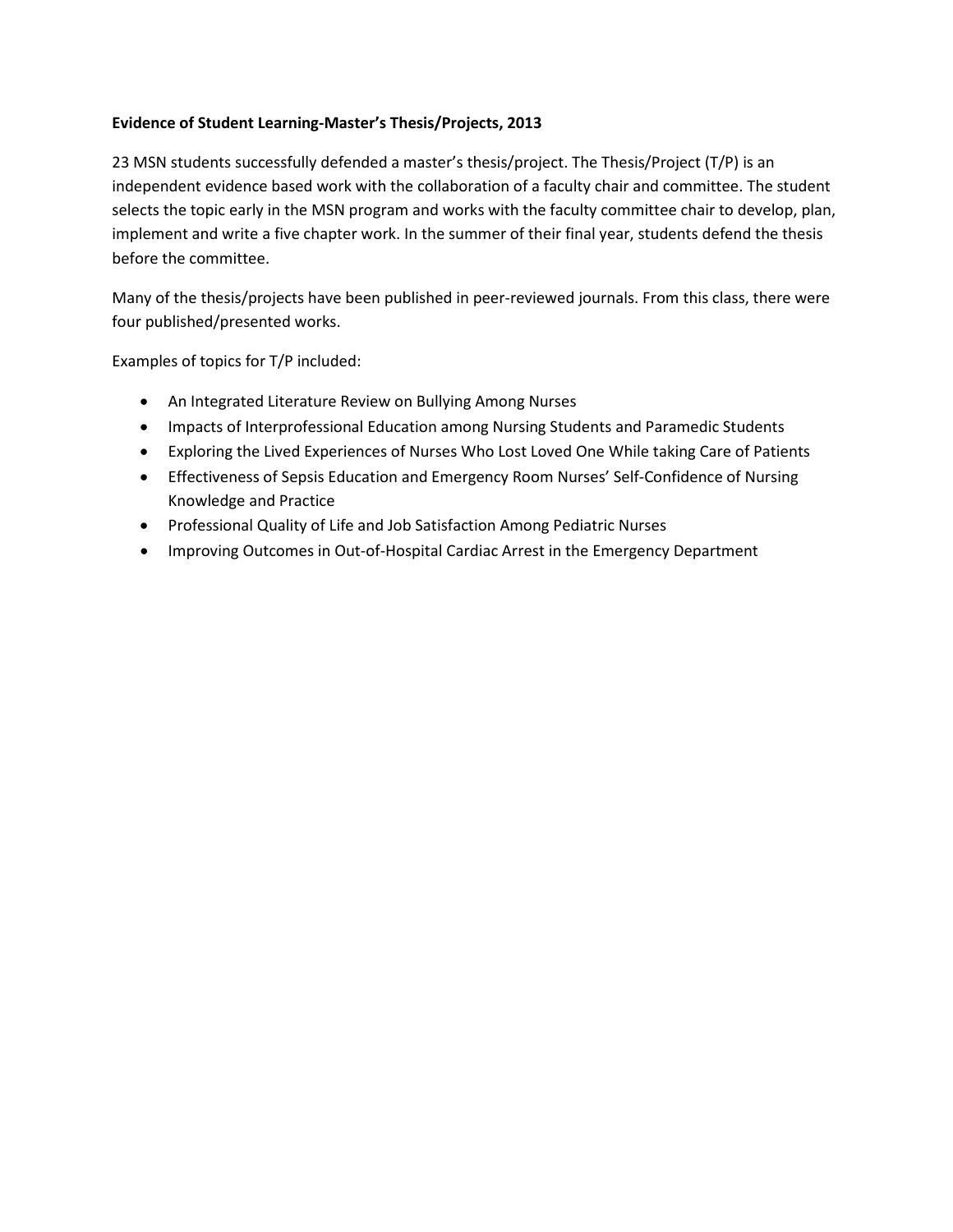**Evidence of Student Learning-Master's Thesis/Projects, 2013**

23 MSN students successfully defended a master's thesis/project. The Thesis/Project (T/P) is an independent evidence based work with the collaboration of a faculty chair and committee. The student selects the topic early in the MSN program and works with the faculty committee chair to develop, plan, implement and write a five chapter work. In the summer of their final year, students defend the thesis before the committee.

Many of the thesis/projects have been published in peer-reviewed journals. From this class, there were four published/presented works.

Examples of topics for T/P included:

- An Integrated Literature Review on Bullying Among Nurses
- Impacts of Interprofessional Education among Nursing Students and Paramedic Students
- Exploring the Lived Experiences of Nurses Who Lost Loved One While taking Care of Patients
- Effectiveness of Sepsis Education and Emergency Room Nurses' Self-Confidence of Nursing Knowledge and Practice
- Professional Quality of Life and Job Satisfaction Among Pediatric Nurses
- Improving Outcomes in Out-of-Hospital Cardiac Arrest in the Emergency Department